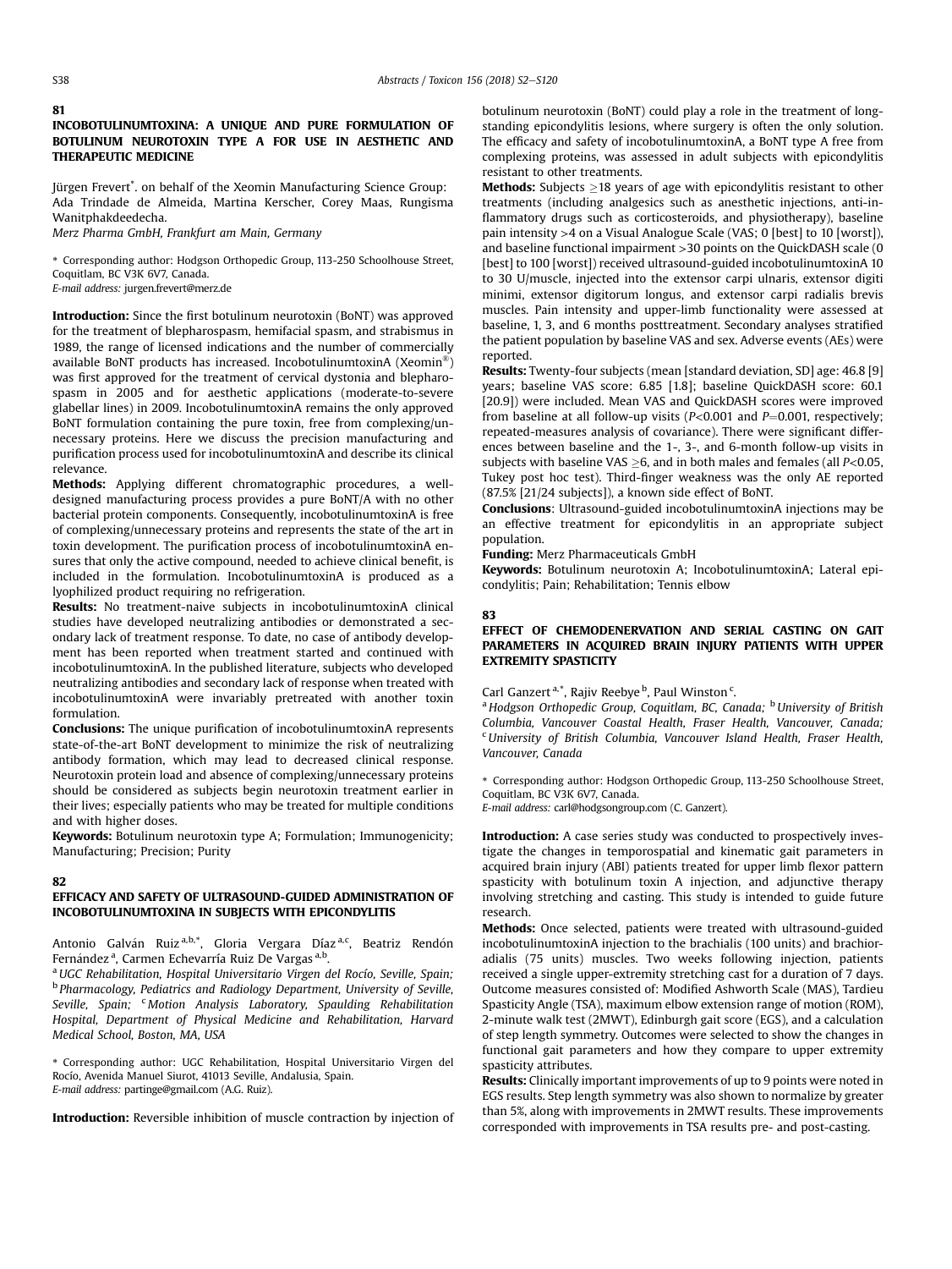## 81

### INCOBOTULINUMTOXINA: A UNIQUE AND PURE FORMULATION OF BOTULINUM NEUROTOXIN TYPE A FOR USE IN AESTHETIC AND THERAPEUTIC MEDICINE

Jürgen Frevert*. on behalf of the Xeomin Manufacturing Science Group: Ada Trindade de Almeida, Martina Kerscher, Corey Maas, Rungisma Wanitphakdeedecha.

*Merz Pharma GmbH, Frankfurt am Main, Germany*

\* Corresponding author: Hodgson Orthopedic Group, 113-250 Schoolhouse Street, Coquitlam, BC V3K 6V7, Canada.
*E-mail address:* jurgen.frevert@merz.de

**Introduction:** Since the first botulinum neurotoxin (BoNT) was approved for the treatment of blepharospasm, hemifacial spasm, and strabismus in 1989, the range of licensed indications and the number of commercially available BoNT products has increased. IncobotulinumtoxinA (Xeomin®) was first approved for the treatment of cervical dystonia and blepharospasm in 2005 and for aesthetic applications (moderate-to-severe glabellar lines) in 2009. IncobotulinumtoxinA remains the only approved BoNT formulation containing the pure toxin, free from complexing/unnecessary proteins. Here we discuss the precision manufacturing and purification process used for incobotulinumtoxinA and describe its clinical relevance.

**Methods:** Applying different chromatographic procedures, a well-designed manufacturing process provides a pure BoNT/A with no other bacterial protein components. Consequently, incobotulinumtoxinA is free of complexing/unnecessary proteins and represents the state of the art in toxin development. The purification process of incobotulinumtoxinA ensures that only the active compound, needed to achieve clinical benefit, is included in the formulation. IncobotulinumtoxinA is produced as a lyophilized product requiring no refrigeration.

**Results:** No treatment-naive subjects in incobotulinumtoxinA clinical studies have developed neutralizing antibodies or demonstrated a secondary lack of treatment response. To date, no case of antibody development has been reported when treatment started and continued with incobotulinumtoxinA. In the published literature, subjects who developed neutralizing antibodies and secondary lack of response when treated with incobotulinumtoxinA were invariably pretreated with another toxin formulation.

**Conclusions:** The unique purification of incobotulinumtoxinA represents state-of-the-art BoNT development to minimize the risk of neutralizing antibody formation, which may lead to decreased clinical response. Neurotoxin protein load and absence of complexing/unnecessary proteins should be considered as subjects begin neurotoxin treatment earlier in their lives; especially patients who may be treated for multiple conditions and with higher doses.

**Keywords:** Botulinum neurotoxin type A; Formulation; Immunogenicity; Manufacturing; Precision; Purity

## 82

### EFFICACY AND SAFETY OF ULTRASOUND-GUIDED ADMINISTRATION OF INCOBOTULINUMTOXINA IN SUBJECTS WITH EPICONDYLITIS

Antonio Galván Ruiz[a,b,*], Gloria Vergara Díaz[a,c], Beatriz Rendón Fernández[a], Carmen Echevarría Ruiz De Vargas[a,b].

[a] *UGC Rehabilitation, Hospital Universitario Virgen del Rocío, Seville, Spain;* [b] *Pharmacology, Pediatrics and Radiology Department, University of Seville, Seville, Spain;* [c] *Motion Analysis Laboratory, Spaulding Rehabilitation Hospital, Department of Physical Medicine and Rehabilitation, Harvard Medical School, Boston, MA, USA*

\* Corresponding author: UGC Rehabilitation, Hospital Universitario Virgen del Rocío, Avenida Manuel Siurot, 41013 Seville, Andalusia, Spain.
*E-mail address:* partinge@gmail.com (A.G. Ruiz).

**Introduction:** Reversible inhibition of muscle contraction by injection of botulinum neurotoxin (BoNT) could play a role in the treatment of longstanding epicondylitis lesions, where surgery is often the only solution. The efficacy and safety of incobotulinumtoxinA, a BoNT type A free from complexing proteins, was assessed in adult subjects with epicondylitis resistant to other treatments.

**Methods:** Subjects ≥18 years of age with epicondylitis resistant to other treatments (including analgesics such as anesthetic injections, anti-inflammatory drugs such as corticosteroids, and physiotherapy), baseline pain intensity >4 on a Visual Analogue Scale (VAS; 0 [best] to 10 [worst]), and baseline functional impairment >30 points on the QuickDASH scale (0 [best] to 100 [worst]) received ultrasound-guided incobotulinumtoxinA 10 to 30 U/muscle, injected into the extensor carpi ulnaris, extensor digiti minimi, extensor digitorum longus, and extensor carpi radialis brevis muscles. Pain intensity and upper-limb functionality were assessed at baseline, 1, 3, and 6 months posttreatment. Secondary analyses stratified the patient population by baseline VAS and sex. Adverse events (AEs) were reported.

**Results:** Twenty-four subjects (mean [standard deviation, SD] age: 46.8 [9] years; baseline VAS score: 6.85 [1.8]; baseline QuickDASH score: 60.1 [20.9]) were included. Mean VAS and QuickDASH scores were improved from baseline at all follow-up visits ($P<0.001$ and $P=0.001$, respectively; repeated-measures analysis of covariance). There were significant differences between baseline and the 1-, 3-, and 6-month follow-up visits in subjects with baseline VAS ≥6, and in both males and females (all $P<0.05$, Tukey post hoc test). Third-finger weakness was the only AE reported (87.5% [21/24 subjects]), a known side effect of BoNT.

**Conclusions**: Ultrasound-guided incobotulinumtoxinA injections may be an effective treatment for epicondylitis in an appropriate subject population.

**Funding:** Merz Pharmaceuticals GmbH

**Keywords:** Botulinum neurotoxin A; IncobotulinumtoxinA; Lateral epicondylitis; Pain; Rehabilitation; Tennis elbow

## 83

### EFFECT OF CHEMODENERVATION AND SERIAL CASTING ON GAIT PARAMETERS IN ACQUIRED BRAIN INJURY PATIENTS WITH UPPER EXTREMITY SPASTICITY

Carl Ganzert[a,*], Rajiv Reebye[b], Paul Winston[c].

[a] *Hodgson Orthopedic Group, Coquitlam, BC, Canada;* [b] *University of British Columbia, Vancouver Coastal Health, Fraser Health, Vancouver, Canada;* [c] *University of British Columbia, Vancouver Island Health, Fraser Health, Vancouver, Canada*

\* Corresponding author: Hodgson Orthopedic Group, 113-250 Schoolhouse Street, Coquitlam, BC V3K 6V7, Canada.
*E-mail address:* carl@hodgsongroup.com (C. Ganzert).

**Introduction:** A case series study was conducted to prospectively investigate the changes in temporospatial and kinematic gait parameters in acquired brain injury (ABI) patients treated for upper limb flexor pattern spasticity with botulinum toxin A injection, and adjunctive therapy involving stretching and casting. This study is intended to guide future research.

**Methods:** Once selected, patients were treated with ultrasound-guided incobotulinumtoxinA injection to the brachialis (100 units) and brachioradialis (75 units) muscles. Two weeks following injection, patients received a single upper-extremity stretching cast for a duration of 7 days. Outcome measures consisted of: Modified Ashworth Scale (MAS), Tardieu Spasticity Angle (TSA), maximum elbow extension range of motion (ROM), 2-minute walk test (2MWT), Edinburgh gait score (EGS), and a calculation of step length symmetry. Outcomes were selected to show the changes in functional gait parameters and how they compare to upper extremity spasticity attributes.

**Results:** Clinically important improvements of up to 9 points were noted in EGS results. Step length symmetry was also shown to normalize by greater than 5%, along with improvements in 2MWT results. These improvements corresponded with improvements in TSA results pre- and post-casting.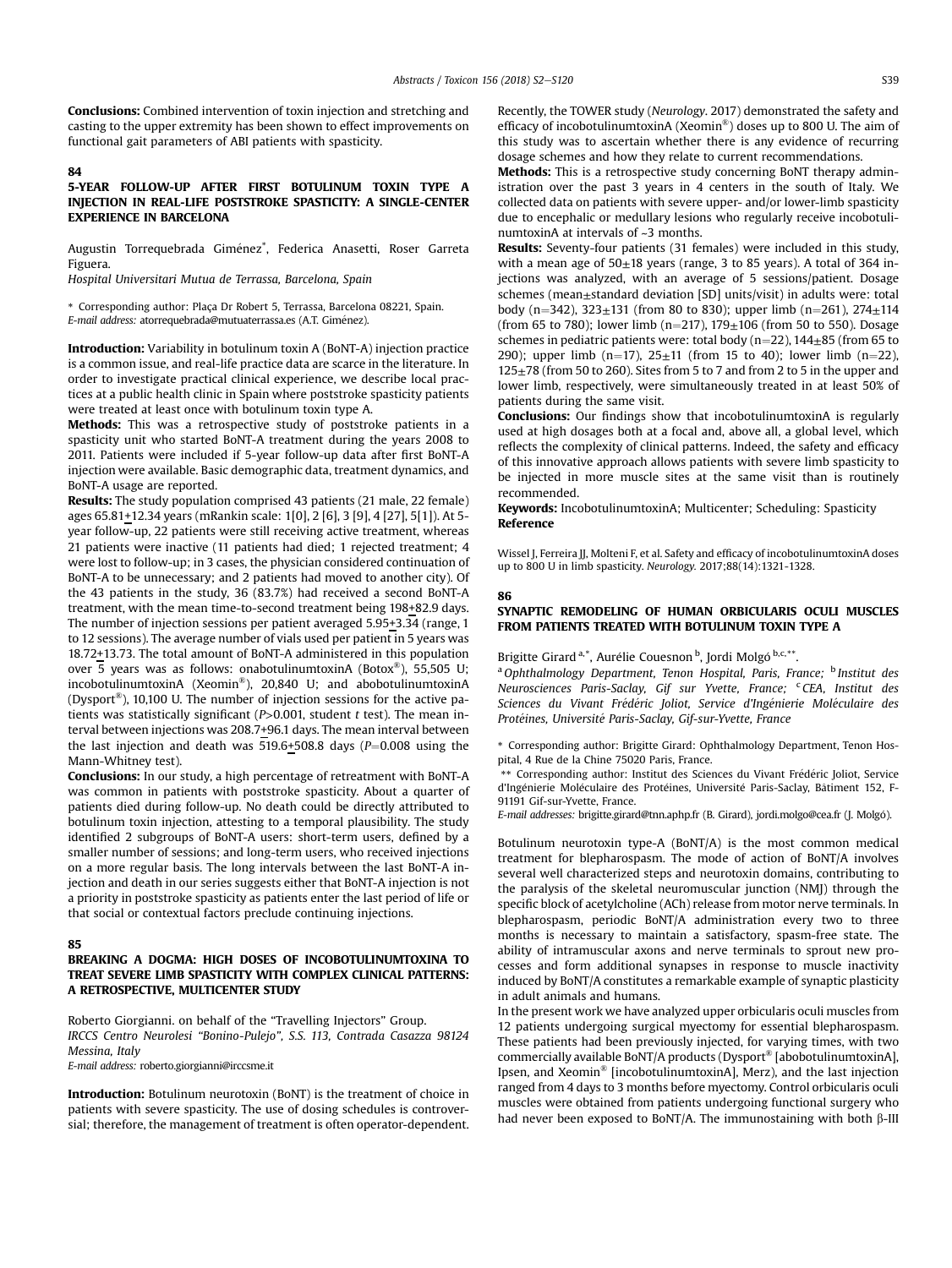**Conclusions:** Combined intervention of toxin injection and stretching and casting to the upper extremity has been shown to effect improvements on functional gait parameters of ABI patients with spasticity.

## 84

### 5-YEAR FOLLOW-UP AFTER FIRST BOTULINUM TOXIN TYPE A INJECTION IN REAL-LIFE POSTSTROKE SPASTICITY: A SINGLE-CENTER EXPERIENCE IN BARCELONA

Augustin Torrequebrada Giménez*, Federica Anasetti, Roser Garreta Figuera.

*Hospital Universitari Mutua de Terrassa, Barcelona, Spain*

* Corresponding author: Plaça Dr Robert 5, Terrassa, Barcelona 08221, Spain.
*E-mail address:* atorrequebrada@mutuaterrassa.es (A.T. Giménez).

**Introduction:** Variability in botulinum toxin A (BoNT-A) injection practice is a common issue, and real-life practice data are scarce in the literature. In order to investigate practical clinical experience, we describe local practices at a public health clinic in Spain where poststroke spasticity patients were treated at least once with botulinum toxin type A.

**Methods:** This was a retrospective study of poststroke patients in a spasticity unit who started BoNT-A treatment during the years 2008 to 2011. Patients were included if 5-year follow-up data after first BoNT-A injection were available. Basic demographic data, treatment dynamics, and BoNT-A usage are reported.

**Results:** The study population comprised 43 patients (21 male, 22 female) ages 65.81+12.34 years (mRankin scale: 1[0], 2 [6], 3 [9], 4 [27], 5[1]). At 5-year follow-up, 22 patients were still receiving active treatment, whereas 21 patients were inactive (11 patients had died; 1 rejected treatment; 4 were lost to follow-up; in 3 cases, the physician considered continuation of BoNT-A to be unnecessary; and 2 patients had moved to another city). Of the 43 patients in the study, 36 (83.7%) had received a second BoNT-A treatment, with the mean time-to-second treatment being 198+82.9 days. The number of injection sessions per patient averaged 5.95+3.34 (range, 1 to 12 sessions). The average number of vials used per patient in 5 years was 18.72+13.73. The total amount of BoNT-A administered in this population over 5 years was as follows: onabotulinumtoxinA (Botox®), 55,505 U; incobotulinumtoxinA (Xeomin®), 20,840 U; and abobotulinumtoxinA (Dysport®), 10,100 U. The number of injection sessions for the active patients was statistically significant ($P$>0.001, student $t$ test). The mean interval between injections was 208.7+96.1 days. The mean interval between the last injection and death was 519.6+508.8 days ($P$=0.008 using the Mann-Whitney test).

**Conclusions:** In our study, a high percentage of retreatment with BoNT-A was common in patients with poststroke spasticity. About a quarter of patients died during follow-up. No death could be directly attributed to botulinum toxin injection, attesting to a temporal plausibility. The study identified 2 subgroups of BoNT-A users: short-term users, defined by a smaller number of sessions; and long-term users, who received injections on a more regular basis. The long intervals between the last BoNT-A injection and death in our series suggests either that BoNT-A injection is not a priority in poststroke spasticity as patients enter the last period of life or that social or contextual factors preclude continuing injections.

## 85

### BREAKING A DOGMA: HIGH DOSES OF INCOBOTULINUMTOXINA TO TREAT SEVERE LIMB SPASTICITY WITH COMPLEX CLINICAL PATTERNS: A RETROSPECTIVE, MULTICENTER STUDY

Roberto Giorgianni. on behalf of the "Travelling Injectors" Group.

*IRCCS Centro Neurolesi "Bonino-Pulejo", S.S. 113, Contrada Casazza 98124 Messina, Italy*

*E-mail address:* roberto.giorgianni@irccsme.it

**Introduction:** Botulinum neurotoxin (BoNT) is the treatment of choice in patients with severe spasticity. The use of dosing schedules is controversial; therefore, the management of treatment is often operator-dependent. Recently, the TOWER study (*Neurology*. 2017) demonstrated the safety and efficacy of incobotulinumtoxinA (Xeomin®) doses up to 800 U. The aim of this study was to ascertain whether there is any evidence of recurring dosage schemes and how they relate to current recommendations.

**Methods:** This is a retrospective study concerning BoNT therapy administration over the past 3 years in 4 centers in the south of Italy. We collected data on patients with severe upper- and/or lower-limb spasticity due to encephalic or medullary lesions who regularly receive incobotulinumtoxinA at intervals of ~3 months.

**Results:** Seventy-four patients (31 females) were included in this study, with a mean age of 50±18 years (range, 3 to 85 years). A total of 364 injections was analyzed, with an average of 5 sessions/patient. Dosage schemes (mean±standard deviation [SD] units/visit) in adults were: total body (n=342), 323±131 (from 80 to 830); upper limb (n=261), 274±114 (from 65 to 780); lower limb (n=217), 179±106 (from 50 to 550). Dosage schemes in pediatric patients were: total body (n=22), 144±85 (from 65 to 290); upper limb (n=17), 25±11 (from 15 to 40); lower limb (n=22), 125±78 (from 50 to 260). Sites from 5 to 7 and from 2 to 5 in the upper and lower limb, respectively, were simultaneously treated in at least 50% of patients during the same visit.

**Conclusions:** Our findings show that incobotulinumtoxinA is regularly used at high dosages both at a focal and, above all, a global level, which reflects the complexity of clinical patterns. Indeed, the safety and efficacy of this innovative approach allows patients with severe limb spasticity to be injected in more muscle sites at the same visit than is routinely recommended.

**Keywords:** IncobotulinumtoxinA; Multicenter; Scheduling: Spasticity

**Reference**

Wissel J, Ferreira JJ, Molteni F, et al. Safety and efficacy of incobotulinumtoxinA doses up to 800 U in limb spasticity. *Neurology.* 2017;88(14):1321-1328.

## 86

### SYNAPTIC REMODELING OF HUMAN ORBICULARIS OCULI MUSCLES FROM PATIENTS TREATED WITH BOTULINUM TOXIN TYPE A

Brigitte Girard [a,*], Aurélie Couesnon [b], Jordi Molgó [b,c,**].

[a] *Ophthalmology Department, Tenon Hospital, Paris, France;* [b] *Institut des Neurosciences Paris-Saclay, Gif sur Yvette, France;* [c] *CEA, Institut des Sciences du Vivant Frédéric Joliot, Service d'Ingénierie Moléculaire des Protéines, Université Paris-Saclay, Gif-sur-Yvette, France*

* Corresponding author: Brigitte Girard: Ophthalmology Department, Tenon Hospital, 4 Rue de la Chine 75020 Paris, France.

** Corresponding author: Institut des Sciences du Vivant Frédéric Joliot, Service d'Ingénierie Moléculaire des Protéines, Université Paris-Saclay, Bâtiment 152, F-91191 Gif-sur-Yvette, France.

*E-mail addresses:* brigitte.girard@tnn.aphp.fr (B. Girard), jordi.molgo@cea.fr (J. Molgó).

Botulinum neurotoxin type-A (BoNT/A) is the most common medical treatment for blepharospasm. The mode of action of BoNT/A involves several well characterized steps and neurotoxin domains, contributing to the paralysis of the skeletal neuromuscular junction (NMJ) through the specific block of acetylcholine (ACh) release from motor nerve terminals. In blepharospasm, periodic BoNT/A administration every two to three months is necessary to maintain a satisfactory, spasm-free state. The ability of intramuscular axons and nerve terminals to sprout new processes and form additional synapses in response to muscle inactivity induced by BoNT/A constitutes a remarkable example of synaptic plasticity in adult animals and humans.

In the present work we have analyzed upper orbicularis oculi muscles from 12 patients undergoing surgical myectomy for essential blepharospasm. These patients had been previously injected, for varying times, with two commercially available BoNT/A products (Dysport® [abobotulinumtoxinA], Ipsen, and Xeomin® [incobotulinumtoxinA], Merz), and the last injection ranged from 4 days to 3 months before myectomy. Control orbicularis oculi muscles were obtained from patients undergoing functional surgery who had never been exposed to BoNT/A. The immunostaining with both β-III